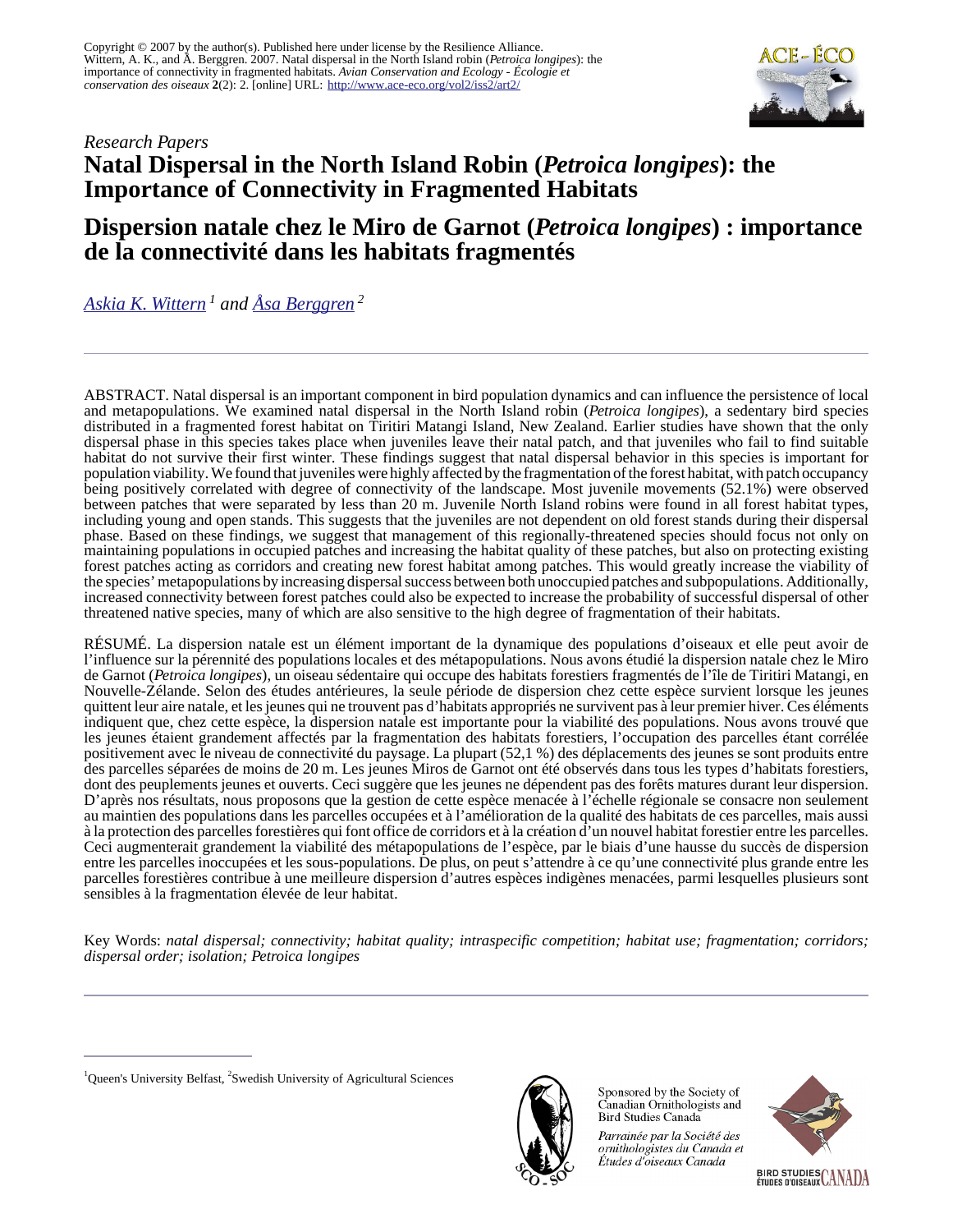Copyright © 2007 by the author(s). Published here under license by the Resilience Alliance.
Wittern, A. K., and Å. Berggren. 2007. Natal dispersal in the North Island robin (*Petroica longipes*): the importance of connectivity in fragmented habitats. *Avian Conservation and Ecology - Écologie et conservation des oiseaux* **2**(2): 2. [online] URL: http://www.ace-eco.org/vol2/iss2/art2/

*Research Papers*

# Natal Dispersal in the North Island Robin (*Petroica longipes*): the Importance of Connectivity in Fragmented Habitats

# Dispersion natale chez le Miro de Garnot (*Petroica longipes*) : importance de la connectivité dans les habitats fragmentés

*Askia K. Wittern* [1] *and Åsa Berggren* [2]

ABSTRACT. Natal dispersal is an important component in bird population dynamics and can influence the persistence of local and metapopulations. We examined natal dispersal in the North Island robin (*Petroica longipes*), a sedentary bird species distributed in a fragmented forest habitat on Tiritiri Matangi Island, New Zealand. Earlier studies have shown that the only dispersal phase in this species takes place when juveniles leave their natal patch, and that juveniles who fail to find suitable habitat do not survive their first winter. These findings suggest that natal dispersal behavior in this species is important for population viability. We found that juveniles were highly affected by the fragmentation of the forest habitat, with patch occupancy being positively correlated with degree of connectivity of the landscape. Most juvenile movements (52.1%) were observed between patches that were separated by less than 20 m. Juvenile North Island robins were found in all forest habitat types, including young and open stands. This suggests that the juveniles are not dependent on old forest stands during their dispersal phase. Based on these findings, we suggest that management of this regionally-threatened species should focus not only on maintaining populations in occupied patches and increasing the habitat quality of these patches, but also on protecting existing forest patches acting as corridors and creating new forest habitat among patches. This would greatly increase the viability of the species' metapopulations by increasing dispersal success between both unoccupied patches and subpopulations. Additionally, increased connectivity between forest patches could also be expected to increase the probability of successful dispersal of other threatened native species, many of which are also sensitive to the high degree of fragmentation of their habitats.

RÉSUMÉ. La dispersion natale est un élément important de la dynamique des populations d'oiseaux et elle peut avoir de l'influence sur la pérennité des populations locales et des métapopulations. Nous avons étudié la dispersion natale chez le Miro de Garnot (*Petroica longipes*), un oiseau sédentaire qui occupe des habitats forestiers fragmentés de l'île de Tiritiri Matangi, en Nouvelle-Zélande. Selon des études antérieures, la seule période de dispersion chez cette espèce survient lorsque les jeunes quittent leur aire natale, et les jeunes qui ne trouvent pas d'habitats appropriés ne survivent pas à leur premier hiver. Ces éléments indiquent que, chez cette espèce, la dispersion natale est importante pour la viabilité des populations. Nous avons trouvé que les jeunes étaient grandement affectés par la fragmentation des habitats forestiers, l'occupation des parcelles étant corrélée positivement avec le niveau de connectivité du paysage. La plupart (52,1 %) des déplacements des jeunes se sont produits entre des parcelles séparées de moins de 20 m. Les jeunes Miros de Garnot ont été observés dans tous les types d'habitats forestiers, dont des peuplements jeunes et ouverts. Ceci suggère que les jeunes ne dépendent pas des forêts matures durant leur dispersion. D'après nos résultats, nous proposons que la gestion de cette espèce menacée à l'échelle régionale se consacre non seulement au maintien des populations dans les parcelles occupées et à l'amélioration de la qualité des habitats de ces parcelles, mais aussi à la protection des parcelles forestières qui font office de corridors et à la création d'un nouvel habitat forestier entre les parcelles. Ceci augmenterait grandement la viabilité des métapopulations de l'espèce, par le biais d'une hausse du succès de dispersion entre les parcelles inoccupées et les sous-populations. De plus, on peut s'attendre à ce qu'une connectivité plus grande entre les parcelles forestières contribue à une meilleure dispersion d'autres espèces indigènes menacées, parmi lesquelles plusieurs sont sensibles à la fragmentation élevée de leur habitat.

Key Words: *natal dispersal; connectivity; habitat quality; intraspecific competition; habitat use; fragmentation; corridors; dispersal order; isolation; Petroica longipes*

---

[1] Queen's University Belfast, [2] Swedish University of Agricultural Sciences

Sponsored by the Society of Canadian Ornithologists and Bird Studies Canada

*Parrainée par la Société des ornithologistes du Canada et Études d'oiseaux Canada*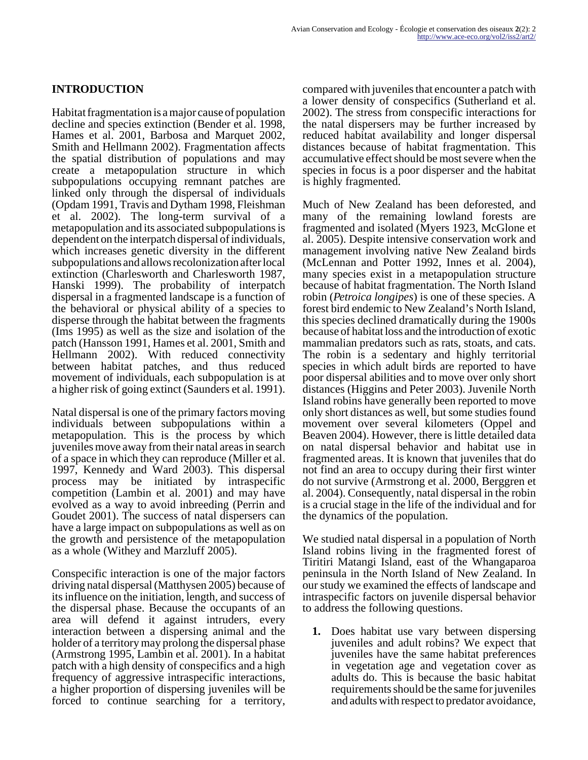## INTRODUCTION

Habitat fragmentation is a major cause of population decline and species extinction (Bender et al. 1998, Hames et al. 2001, Barbosa and Marquet 2002, Smith and Hellmann 2002). Fragmentation affects the spatial distribution of populations and may create a metapopulation structure in which subpopulations occupying remnant patches are linked only through the dispersal of individuals (Opdam 1991, Travis and Dytham 1998, Fleishman et al. 2002). The long-term survival of a metapopulation and its associated subpopulations is dependent on the interpatch dispersal of individuals, which increases genetic diversity in the different subpopulations and allows recolonization after local extinction (Charlesworth and Charlesworth 1987, Hanski 1999). The probability of interpatch dispersal in a fragmented landscape is a function of the behavioral or physical ability of a species to disperse through the habitat between the fragments (Ims 1995) as well as the size and isolation of the patch (Hansson 1991, Hames et al. 2001, Smith and Hellmann 2002). With reduced connectivity between habitat patches, and thus reduced movement of individuals, each subpopulation is at a higher risk of going extinct (Saunders et al. 1991).

Natal dispersal is one of the primary factors moving individuals between subpopulations within a metapopulation. This is the process by which juveniles move away from their natal areas in search of a space in which they can reproduce (Miller et al. 1997, Kennedy and Ward 2003). This dispersal process may be initiated by intraspecific competition (Lambin et al. 2001) and may have evolved as a way to avoid inbreeding (Perrin and Goudet 2001). The success of natal dispersers can have a large impact on subpopulations as well as on the growth and persistence of the metapopulation as a whole (Withey and Marzluff 2005).

Conspecific interaction is one of the major factors driving natal dispersal (Matthysen 2005) because of its influence on the initiation, length, and success of the dispersal phase. Because the occupants of an area will defend it against intruders, every interaction between a dispersing animal and the holder of a territory may prolong the dispersal phase (Armstrong 1995, Lambin et al. 2001). In a habitat patch with a high density of conspecifics and a high frequency of aggressive intraspecific interactions, a higher proportion of dispersing juveniles will be forced to continue searching for a territory, compared with juveniles that encounter a patch with a lower density of conspecifics (Sutherland et al. 2002). The stress from conspecific interactions for the natal dispersers may be further increased by reduced habitat availability and longer dispersal distances because of habitat fragmentation. This accumulative effect should be most severe when the species in focus is a poor disperser and the habitat is highly fragmented.

Much of New Zealand has been deforested, and many of the remaining lowland forests are fragmented and isolated (Myers 1923, McGlone et al. 2005). Despite intensive conservation work and management involving native New Zealand birds (McLennan and Potter 1992, Innes et al. 2004), many species exist in a metapopulation structure because of habitat fragmentation. The North Island robin (*Petroica longipes*) is one of these species. A forest bird endemic to New Zealand's North Island, this species declined dramatically during the 1900s because of habitat loss and the introduction of exotic mammalian predators such as rats, stoats, and cats. The robin is a sedentary and highly territorial species in which adult birds are reported to have poor dispersal abilities and to move over only short distances (Higgins and Peter 2003). Juvenile North Island robins have generally been reported to move only short distances as well, but some studies found movement over several kilometers (Oppel and Beaven 2004). However, there is little detailed data on natal dispersal behavior and habitat use in fragmented areas. It is known that juveniles that do not find an area to occupy during their first winter do not survive (Armstrong et al. 2000, Berggren et al. 2004). Consequently, natal dispersal in the robin is a crucial stage in the life of the individual and for the dynamics of the population.

We studied natal dispersal in a population of North Island robins living in the fragmented forest of Tiritiri Matangi Island, east of the Whangaparoa peninsula in the North Island of New Zealand. In our study we examined the effects of landscape and intraspecific factors on juvenile dispersal behavior to address the following questions.

1. Does habitat use vary between dispersing juveniles and adult robins? We expect that juveniles have the same habitat preferences in vegetation age and vegetation cover as adults do. This is because the basic habitat requirements should be the same for juveniles and adults with respect to predator avoidance,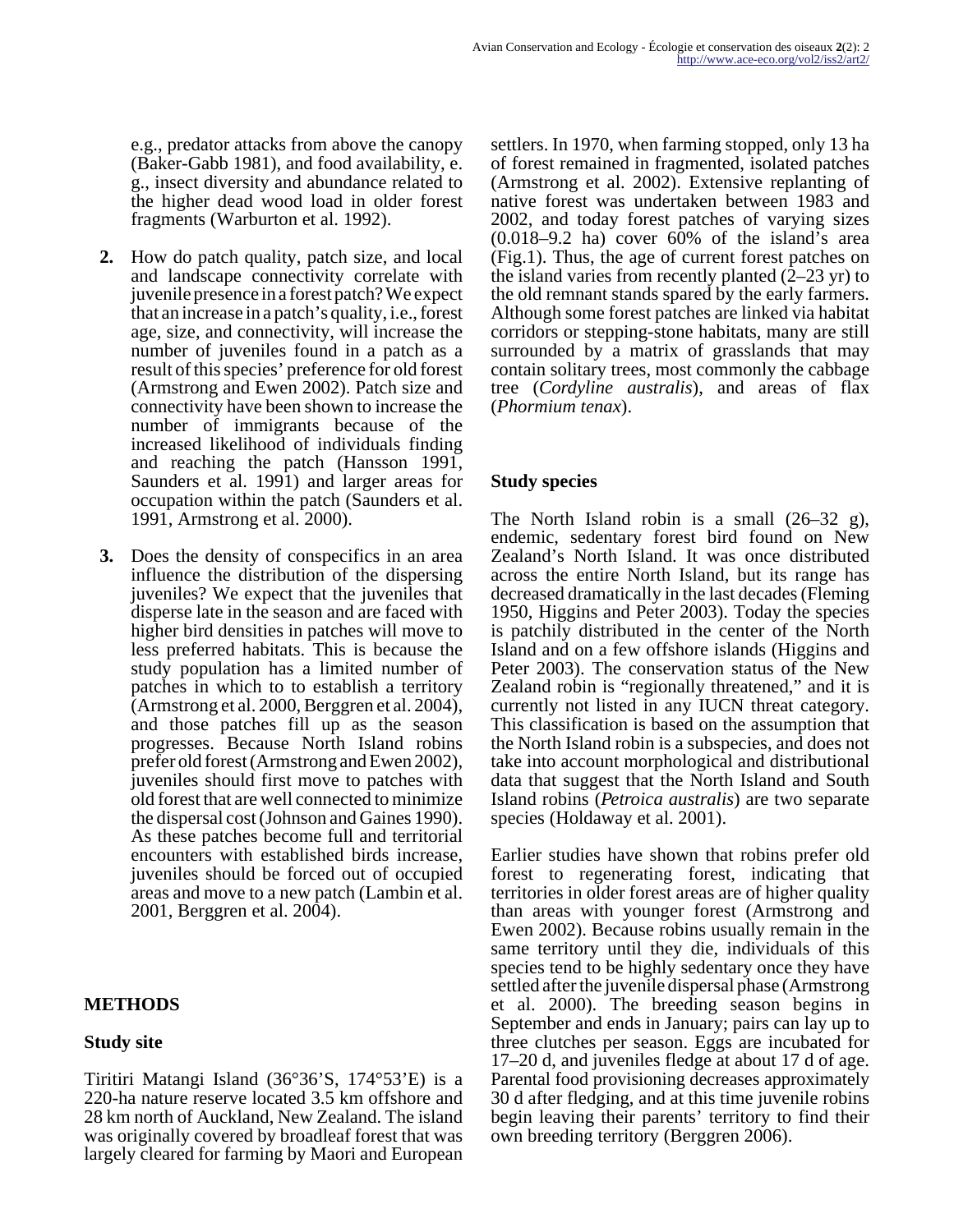e.g., predator attacks from above the canopy (Baker-Gabb 1981), and food availability, e. g., insect diversity and abundance related to the higher dead wood load in older forest fragments (Warburton et al. 1992).

2. How do patch quality, patch size, and local and landscape connectivity correlate with juvenile presence in a forest patch? We expect that an increase in a patch's quality, i.e., forest age, size, and connectivity, will increase the number of juveniles found in a patch as a result of this species' preference for old forest (Armstrong and Ewen 2002). Patch size and connectivity have been shown to increase the number of immigrants because of the increased likelihood of individuals finding and reaching the patch (Hansson 1991, Saunders et al. 1991) and larger areas for occupation within the patch (Saunders et al. 1991, Armstrong et al. 2000).

3. Does the density of conspecifics in an area influence the distribution of the dispersing juveniles? We expect that the juveniles that disperse late in the season and are faced with higher bird densities in patches will move to less preferred habitats. This is because the study population has a limited number of patches in which to to establish a territory (Armstrong et al. 2000, Berggren et al. 2004), and those patches fill up as the season progresses. Because North Island robins prefer old forest (Armstrong and Ewen 2002), juveniles should first move to patches with old forest that are well connected to minimize the dispersal cost (Johnson and Gaines 1990). As these patches become full and territorial encounters with established birds increase, juveniles should be forced out of occupied areas and move to a new patch (Lambin et al. 2001, Berggren et al. 2004).

## METHODS

### Study site

Tiritiri Matangi Island (36°36'S, 174°53'E) is a 220-ha nature reserve located 3.5 km offshore and 28 km north of Auckland, New Zealand. The island was originally covered by broadleaf forest that was largely cleared for farming by Maori and European settlers. In 1970, when farming stopped, only 13 ha of forest remained in fragmented, isolated patches (Armstrong et al. 2002). Extensive replanting of native forest was undertaken between 1983 and 2002, and today forest patches of varying sizes (0.018–9.2 ha) cover 60% of the island's area (Fig.1). Thus, the age of current forest patches on the island varies from recently planted (2–23 yr) to the old remnant stands spared by the early farmers. Although some forest patches are linked via habitat corridors or stepping-stone habitats, many are still surrounded by a matrix of grasslands that may contain solitary trees, most commonly the cabbage tree (*Cordyline australis*), and areas of flax (*Phormium tenax*).

### Study species

The North Island robin is a small (26–32 g), endemic, sedentary forest bird found on New Zealand's North Island. It was once distributed across the entire North Island, but its range has decreased dramatically in the last decades (Fleming 1950, Higgins and Peter 2003). Today the species is patchily distributed in the center of the North Island and on a few offshore islands (Higgins and Peter 2003). The conservation status of the New Zealand robin is "regionally threatened," and it is currently not listed in any IUCN threat category. This classification is based on the assumption that the North Island robin is a subspecies, and does not take into account morphological and distributional data that suggest that the North Island and South Island robins (*Petroica australis*) are two separate species (Holdaway et al. 2001).

Earlier studies have shown that robins prefer old forest to regenerating forest, indicating that territories in older forest areas are of higher quality than areas with younger forest (Armstrong and Ewen 2002). Because robins usually remain in the same territory until they die, individuals of this species tend to be highly sedentary once they have settled after the juvenile dispersal phase (Armstrong et al. 2000). The breeding season begins in September and ends in January; pairs can lay up to three clutches per season. Eggs are incubated for 17–20 d, and juveniles fledge at about 17 d of age. Parental food provisioning decreases approximately 30 d after fledging, and at this time juvenile robins begin leaving their parents' territory to find their own breeding territory (Berggren 2006).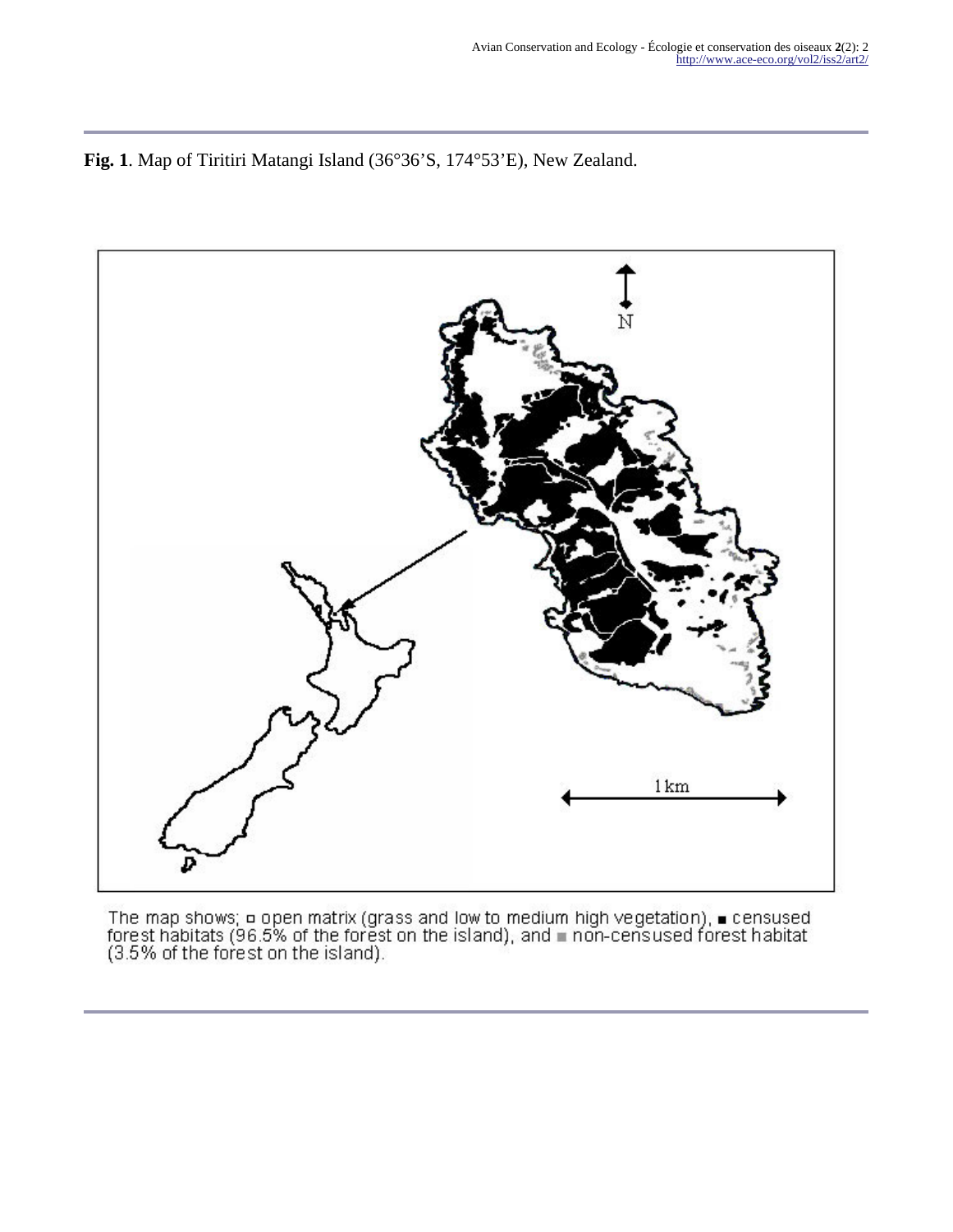**Fig. 1**. Map of Tiritiri Matangi Island (36°36'S, 174°53'E), New Zealand.

The map shows; □ open matrix (grass and low to medium high vegetation), ■ censused forest habitats (96.5% of the forest on the island), and ■ non-censused forest habitat (3.5% of the forest on the island).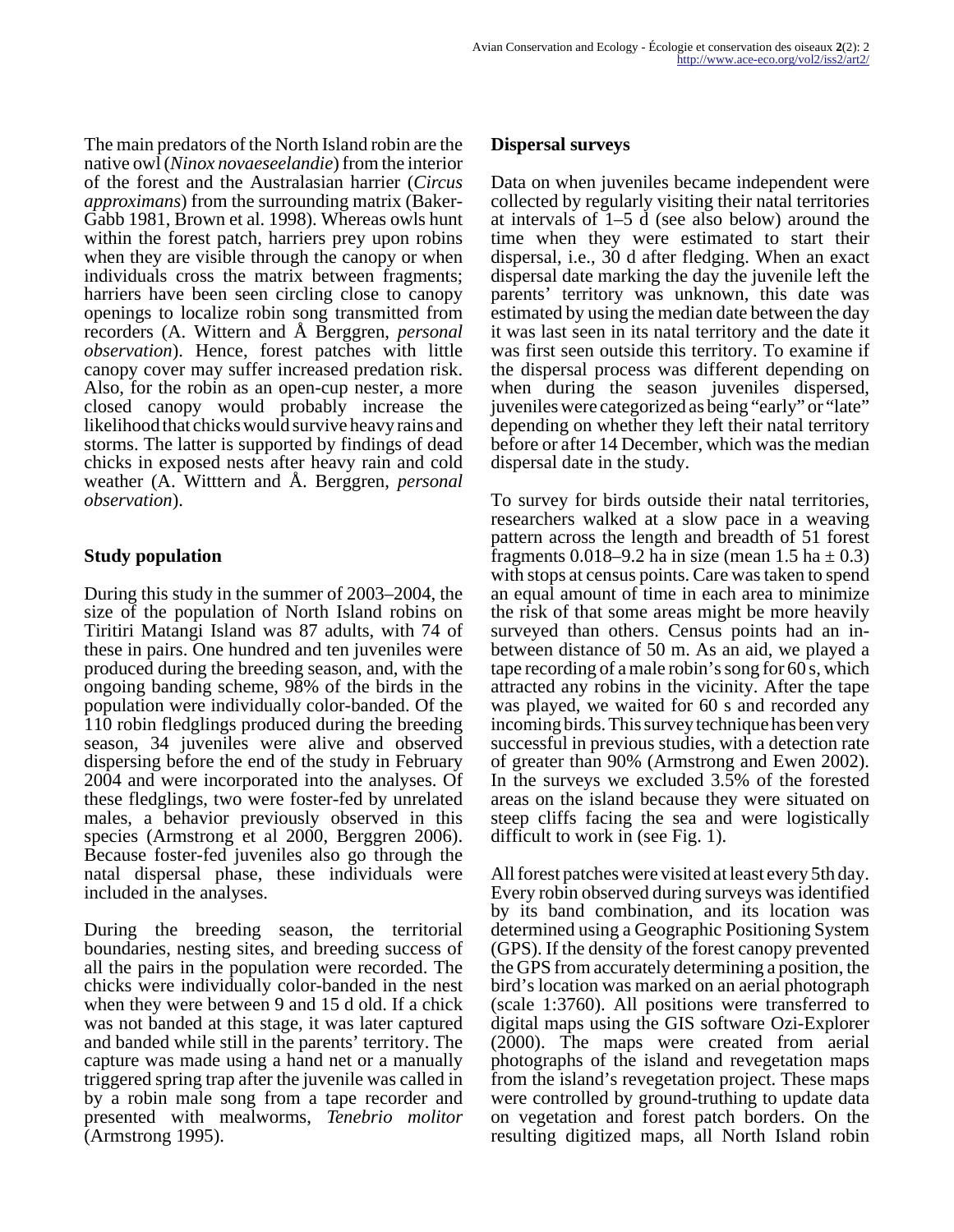The main predators of the North Island robin are the native owl (*Ninox novaeseelandie*) from the interior of the forest and the Australasian harrier (*Circus approximans*) from the surrounding matrix (Baker-Gabb 1981, Brown et al. 1998). Whereas owls hunt within the forest patch, harriers prey upon robins when they are visible through the canopy or when individuals cross the matrix between fragments; harriers have been seen circling close to canopy openings to localize robin song transmitted from recorders (A. Wittern and Å Berggren, *personal observation*). Hence, forest patches with little canopy cover may suffer increased predation risk. Also, for the robin as an open-cup nester, a more closed canopy would probably increase the likelihood that chicks would survive heavy rains and storms. The latter is supported by findings of dead chicks in exposed nests after heavy rain and cold weather (A. Witttern and Å. Berggren, *personal observation*).

## Study population

During this study in the summer of 2003–2004, the size of the population of North Island robins on Tiritiri Matangi Island was 87 adults, with 74 of these in pairs. One hundred and ten juveniles were produced during the breeding season, and, with the ongoing banding scheme, 98% of the birds in the population were individually color-banded. Of the 110 robin fledglings produced during the breeding season, 34 juveniles were alive and observed dispersing before the end of the study in February 2004 and were incorporated into the analyses. Of these fledglings, two were foster-fed by unrelated males, a behavior previously observed in this species (Armstrong et al 2000, Berggren 2006). Because foster-fed juveniles also go through the natal dispersal phase, these individuals were included in the analyses.

During the breeding season, the territorial boundaries, nesting sites, and breeding success of all the pairs in the population were recorded. The chicks were individually color-banded in the nest when they were between 9 and 15 d old. If a chick was not banded at this stage, it was later captured and banded while still in the parents' territory. The capture was made using a hand net or a manually triggered spring trap after the juvenile was called in by a robin male song from a tape recorder and presented with mealworms, *Tenebrio molitor* (Armstrong 1995).

## Dispersal surveys

Data on when juveniles became independent were collected by regularly visiting their natal territories at intervals of 1–5 d (see also below) around the time when they were estimated to start their dispersal, i.e., 30 d after fledging. When an exact dispersal date marking the day the juvenile left the parents' territory was unknown, this date was estimated by using the median date between the day it was last seen in its natal territory and the date it was first seen outside this territory. To examine if the dispersal process was different depending on when during the season juveniles dispersed, juveniles were categorized as being "early" or "late" depending on whether they left their natal territory before or after 14 December, which was the median dispersal date in the study.

To survey for birds outside their natal territories, researchers walked at a slow pace in a weaving pattern across the length and breadth of 51 forest fragments 0.018–9.2 ha in size (mean 1.5 ha $\pm$ 0.3) with stops at census points. Care was taken to spend an equal amount of time in each area to minimize the risk of that some areas might be more heavily surveyed than others. Census points had an in-between distance of 50 m. As an aid, we played a tape recording of a male robin's song for 60 s, which attracted any robins in the vicinity. After the tape was played, we waited for 60 s and recorded any incoming birds. This survey technique has been very successful in previous studies, with a detection rate of greater than 90% (Armstrong and Ewen 2002). In the surveys we excluded 3.5% of the forested areas on the island because they were situated on steep cliffs facing the sea and were logistically difficult to work in (see Fig. 1).

All forest patches were visited at least every 5th day. Every robin observed during surveys was identified by its band combination, and its location was determined using a Geographic Positioning System (GPS). If the density of the forest canopy prevented the GPS from accurately determining a position, the bird's location was marked on an aerial photograph (scale 1:3760). All positions were transferred to digital maps using the GIS software Ozi-Explorer (2000). The maps were created from aerial photographs of the island and revegetation maps from the island's revegetation project. These maps were controlled by ground-truthing to update data on vegetation and forest patch borders. On the resulting digitized maps, all North Island robin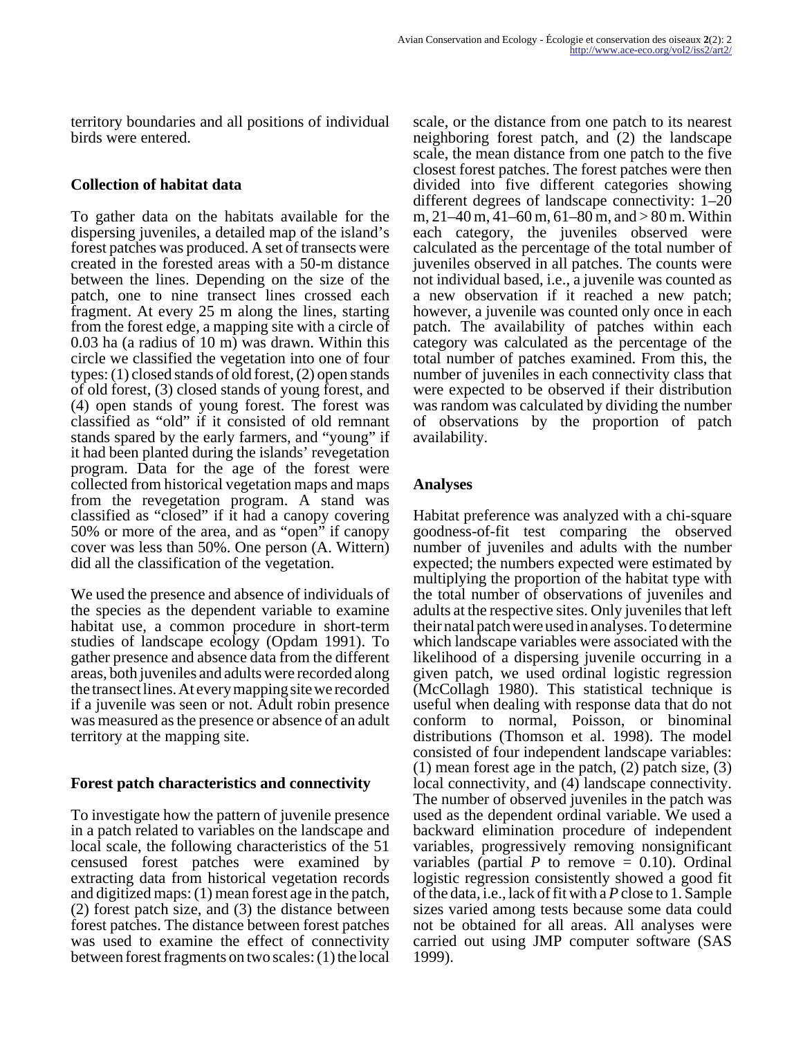territory boundaries and all positions of individual birds were entered.

### Collection of habitat data

To gather data on the habitats available for the dispersing juveniles, a detailed map of the island's forest patches was produced. A set of transects were created in the forested areas with a 50-m distance between the lines. Depending on the size of the patch, one to nine transect lines crossed each fragment. At every 25 m along the lines, starting from the forest edge, a mapping site with a circle of 0.03 ha (a radius of 10 m) was drawn. Within this circle we classified the vegetation into one of four types: (1) closed stands of old forest, (2) open stands of old forest, (3) closed stands of young forest, and (4) open stands of young forest. The forest was classified as "old" if it consisted of old remnant stands spared by the early farmers, and "young" if it had been planted during the islands' revegetation program. Data for the age of the forest were collected from historical vegetation maps and maps from the revegetation program. A stand was classified as "closed" if it had a canopy covering 50% or more of the area, and as "open" if canopy cover was less than 50%. One person (A. Wittern) did all the classification of the vegetation.

We used the presence and absence of individuals of the species as the dependent variable to examine habitat use, a common procedure in short-term studies of landscape ecology (Opdam 1991). To gather presence and absence data from the different areas, both juveniles and adults were recorded along the transect lines. At every mapping site we recorded if a juvenile was seen or not. Adult robin presence was measured as the presence or absence of an adult territory at the mapping site.

### Forest patch characteristics and connectivity

To investigate how the pattern of juvenile presence in a patch related to variables on the landscape and local scale, the following characteristics of the 51 censused forest patches were examined by extracting data from historical vegetation records and digitized maps: (1) mean forest age in the patch, (2) forest patch size, and (3) the distance between forest patches. The distance between forest patches was used to examine the effect of connectivity between forest fragments on two scales: (1) the local scale, or the distance from one patch to its nearest neighboring forest patch, and (2) the landscape scale, the mean distance from one patch to the five closest forest patches. The forest patches were then divided into five different categories showing different degrees of landscape connectivity: 1–20 m, 21–40 m, 41–60 m, 61–80 m, and > 80 m. Within each category, the juveniles observed were calculated as the percentage of the total number of juveniles observed in all patches. The counts were not individual based, i.e., a juvenile was counted as a new observation if it reached a new patch; however, a juvenile was counted only once in each patch. The availability of patches within each category was calculated as the percentage of the total number of patches examined. From this, the number of juveniles in each connectivity class that were expected to be observed if their distribution was random was calculated by dividing the number of observations by the proportion of patch availability.

### Analyses

Habitat preference was analyzed with a chi-square goodness-of-fit test comparing the observed number of juveniles and adults with the number expected; the numbers expected were estimated by multiplying the proportion of the habitat type with the total number of observations of juveniles and adults at the respective sites. Only juveniles that left their natal patch were used in analyses. To determine which landscape variables were associated with the likelihood of a dispersing juvenile occurring in a given patch, we used ordinal logistic regression (McCollagh 1980). This statistical technique is useful when dealing with response data that do not conform to normal, Poisson, or binominal distributions (Thomson et al. 1998). The model consisted of four independent landscape variables: (1) mean forest age in the patch, (2) patch size, (3) local connectivity, and (4) landscape connectivity. The number of observed juveniles in the patch was used as the dependent ordinal variable. We used a backward elimination procedure of independent variables, progressively removing nonsignificant variables (partial $P$ to remove = 0.10). Ordinal logistic regression consistently showed a good fit of the data, i.e., lack of fit with a $P$ close to 1. Sample sizes varied among tests because some data could not be obtained for all areas. All analyses were carried out using JMP computer software (SAS 1999).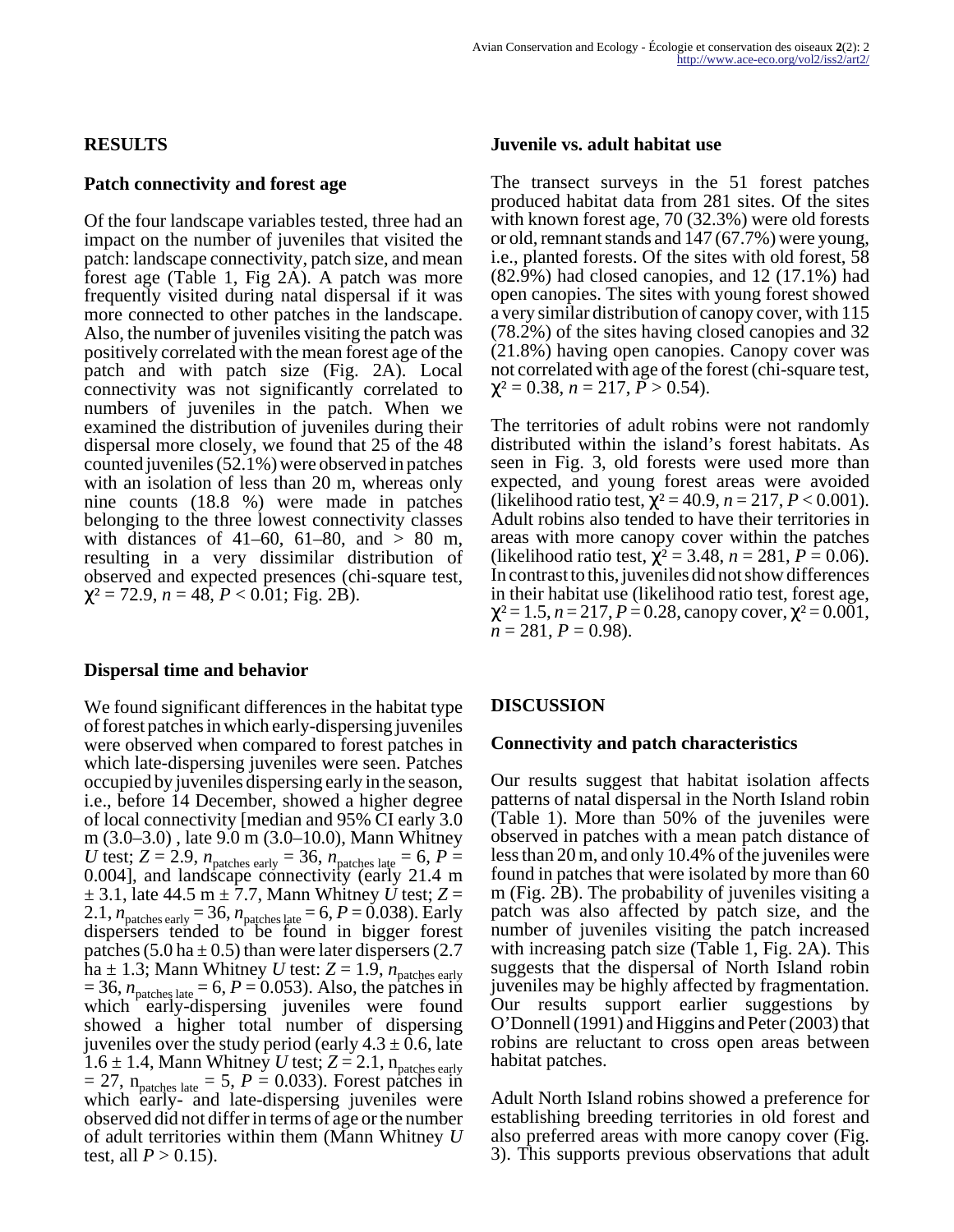## RESULTS

### Patch connectivity and forest age

Of the four landscape variables tested, three had an impact on the number of juveniles that visited the patch: landscape connectivity, patch size, and mean forest age (Table 1, Fig 2A). A patch was more frequently visited during natal dispersal if it was more connected to other patches in the landscape. Also, the number of juveniles visiting the patch was positively correlated with the mean forest age of the patch and with patch size (Fig. 2A). Local connectivity was not significantly correlated to numbers of juveniles in the patch. When we examined the distribution of juveniles during their dispersal more closely, we found that 25 of the 48 counted juveniles (52.1%) were observed in patches with an isolation of less than 20 m, whereas only nine counts (18.8 %) were made in patches belonging to the three lowest connectivity classes with distances of 41–60, 61–80, and > 80 m, resulting in a very dissimilar distribution of observed and expected presences (chi-square test, $\chi^2 = 72.9$, $n = 48$, $P < 0.01$; Fig. 2B).

### Dispersal time and behavior

We found significant differences in the habitat type of forest patches in which early-dispersing juveniles were observed when compared to forest patches in which late-dispersing juveniles were seen. Patches occupied by juveniles dispersing early in the season, i.e., before 14 December, showed a higher degree of local connectivity [median and 95% CI early 3.0 m (3.0–3.0) , late 9.0 m (3.0–10.0), Mann Whitney *U* test; $Z = 2.9$, $n_{\text{patches early}} = 36$, $n_{\text{patches late}} = 6$, $P = 0.004$], and landscape connectivity (early 21.4 m ± 3.1, late 44.5 m ± 7.7, Mann Whitney *U* test; $Z = 2.1$, $n_{\text{patches early}} = 36$, $n_{\text{patches late}} = 6$, $P = 0.038$). Early dispersers tended to be found in bigger forest patches (5.0 ha ± 0.5) than were later dispersers (2.7 ha ± 1.3; Mann Whitney *U* test: $Z = 1.9$, $n_{\text{patches early}} = 36$, $n_{\text{patches late}} = 6$, $P = 0.053$). Also, the patches in which early-dispersing juveniles were found showed a higher total number of dispersing juveniles over the study period (early 4.3 ± 0.6, late 1.6 ± 1.4, Mann Whitney *U* test; $Z = 2.1$, $n_{\text{patches early}} = 27$, $n_{\text{patches late}} = 5$, $P = 0.033$). Forest patches in which early- and late-dispersing juveniles were observed did not differ in terms of age or the number of adult territories within them (Mann Whitney *U* test, all $P > 0.15$).

### Juvenile vs. adult habitat use

The transect surveys in the 51 forest patches produced habitat data from 281 sites. Of the sites with known forest age, 70 (32.3%) were old forests or old, remnant stands and 147 (67.7%) were young, i.e., planted forests. Of the sites with old forest, 58 (82.9%) had closed canopies, and 12 (17.1%) had open canopies. The sites with young forest showed a very similar distribution of canopy cover, with 115 (78.2%) of the sites having closed canopies and 32 (21.8%) having open canopies. Canopy cover was not correlated with age of the forest (chi-square test, $\chi^2 = 0.38$, $n = 217$, $P > 0.54$).

The territories of adult robins were not randomly distributed within the island's forest habitats. As seen in Fig. 3, old forests were used more than expected, and young forest areas were avoided (likelihood ratio test, $\chi^2 = 40.9$, $n = 217$, $P < 0.001$). Adult robins also tended to have their territories in areas with more canopy cover within the patches (likelihood ratio test, $\chi^2 = 3.48$, $n = 281$, $P = 0.06$). In contrast to this, juveniles did not show differences in their habitat use (likelihood ratio test, forest age, $\chi^2 = 1.5$, $n = 217$, $P = 0.28$, canopy cover, $\chi^2 = 0.001$, $n = 281$, $P = 0.98$).

## DISCUSSION

### Connectivity and patch characteristics

Our results suggest that habitat isolation affects patterns of natal dispersal in the North Island robin (Table 1). More than 50% of the juveniles were observed in patches with a mean patch distance of less than 20 m, and only 10.4% of the juveniles were found in patches that were isolated by more than 60 m (Fig. 2B). The probability of juveniles visiting a patch was also affected by patch size, and the number of juveniles visiting the patch increased with increasing patch size (Table 1, Fig. 2A). This suggests that the dispersal of North Island robin juveniles may be highly affected by fragmentation. Our results support earlier suggestions by O'Donnell (1991) and Higgins and Peter (2003) that robins are reluctant to cross open areas between habitat patches.

Adult North Island robins showed a preference for establishing breeding territories in old forest and also preferred areas with more canopy cover (Fig. 3). This supports previous observations that adult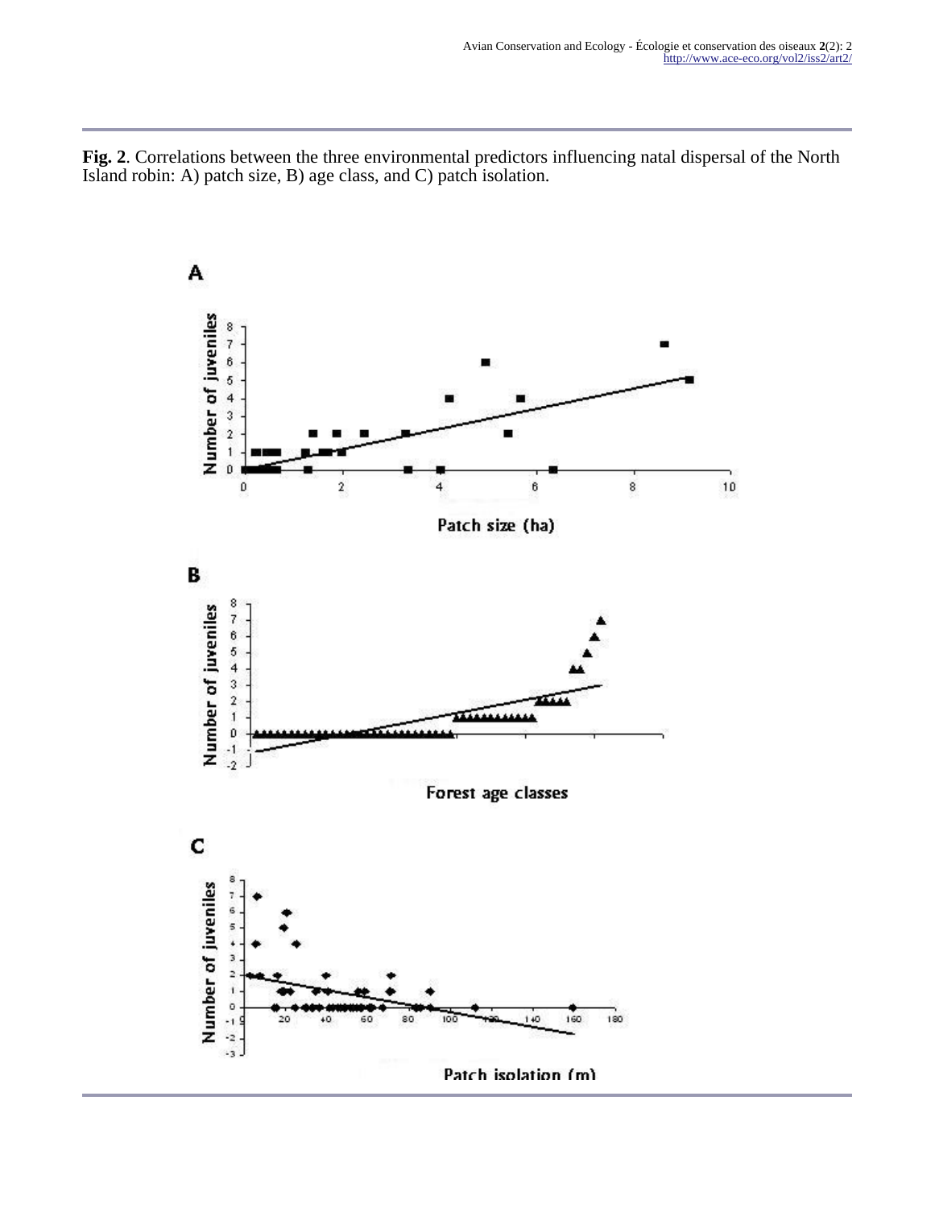**Fig. 2**. Correlations between the three environmental predictors influencing natal dispersal of the North Island robin: A) patch size, B) age class, and C) patch isolation.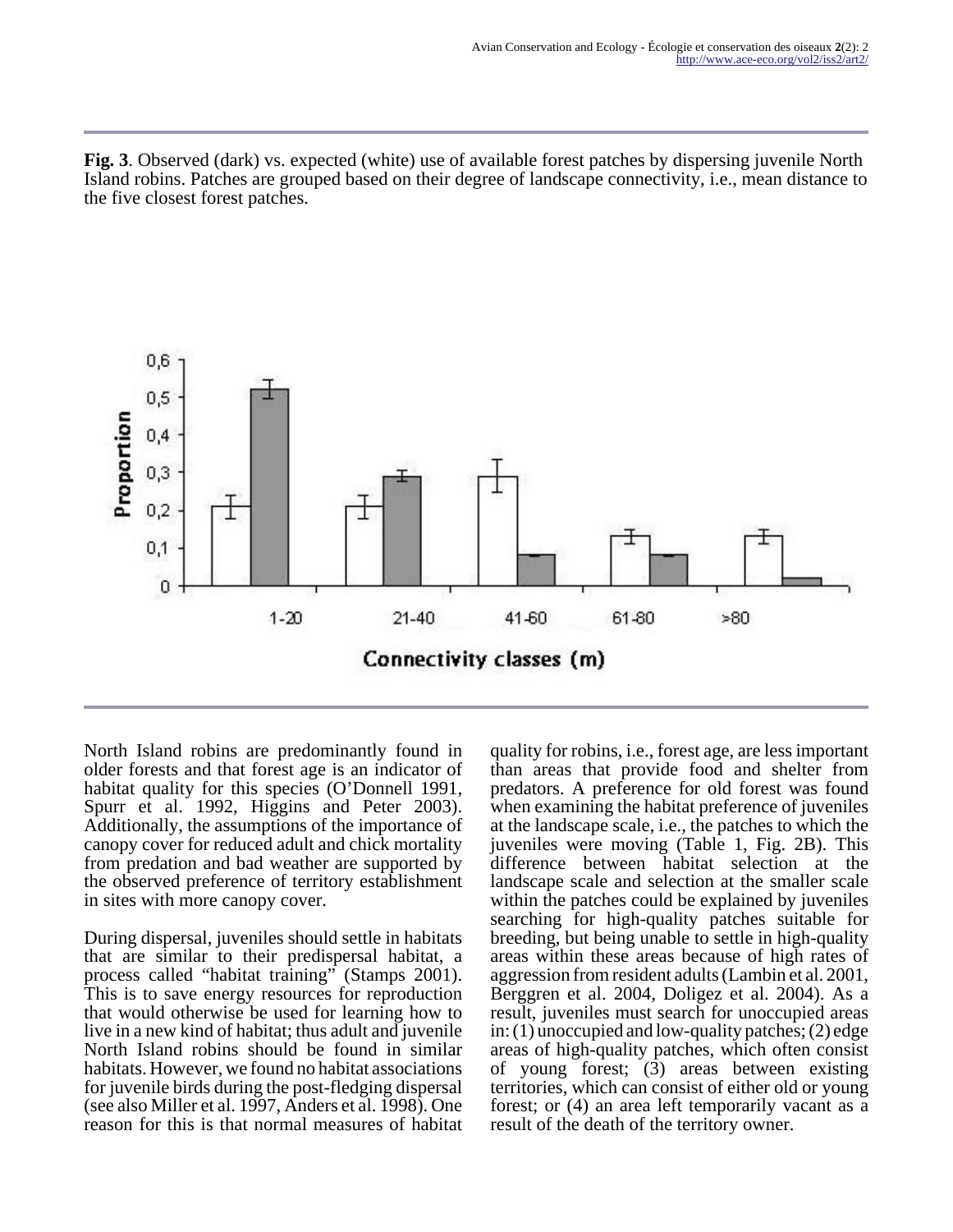**Fig. 3**. Observed (dark) vs. expected (white) use of available forest patches by dispersing juvenile North Island robins. Patches are grouped based on their degree of landscape connectivity, i.e., mean distance to the five closest forest patches.

North Island robins are predominantly found in older forests and that forest age is an indicator of habitat quality for this species (O'Donnell 1991, Spurr et al. 1992, Higgins and Peter 2003). Additionally, the assumptions of the importance of canopy cover for reduced adult and chick mortality from predation and bad weather are supported by the observed preference of territory establishment in sites with more canopy cover.

During dispersal, juveniles should settle in habitats that are similar to their predispersal habitat, a process called "habitat training" (Stamps 2001). This is to save energy resources for reproduction that would otherwise be used for learning how to live in a new kind of habitat; thus adult and juvenile North Island robins should be found in similar habitats. However, we found no habitat associations for juvenile birds during the post-fledging dispersal (see also Miller et al. 1997, Anders et al. 1998). One reason for this is that normal measures of habitat quality for robins, i.e., forest age, are less important than areas that provide food and shelter from predators. A preference for old forest was found when examining the habitat preference of juveniles at the landscape scale, i.e., the patches to which the juveniles were moving (Table 1, Fig. 2B). This difference between habitat selection at the landscape scale and selection at the smaller scale within the patches could be explained by juveniles searching for high-quality patches suitable for breeding, but being unable to settle in high-quality areas within these areas because of high rates of aggression from resident adults (Lambin et al. 2001, Berggren et al. 2004, Doligez et al. 2004). As a result, juveniles must search for unoccupied areas in: (1) unoccupied and low-quality patches; (2) edge areas of high-quality patches, which often consist of young forest; (3) areas between existing territories, which can consist of either old or young forest; or (4) an area left temporarily vacant as a result of the death of the territory owner.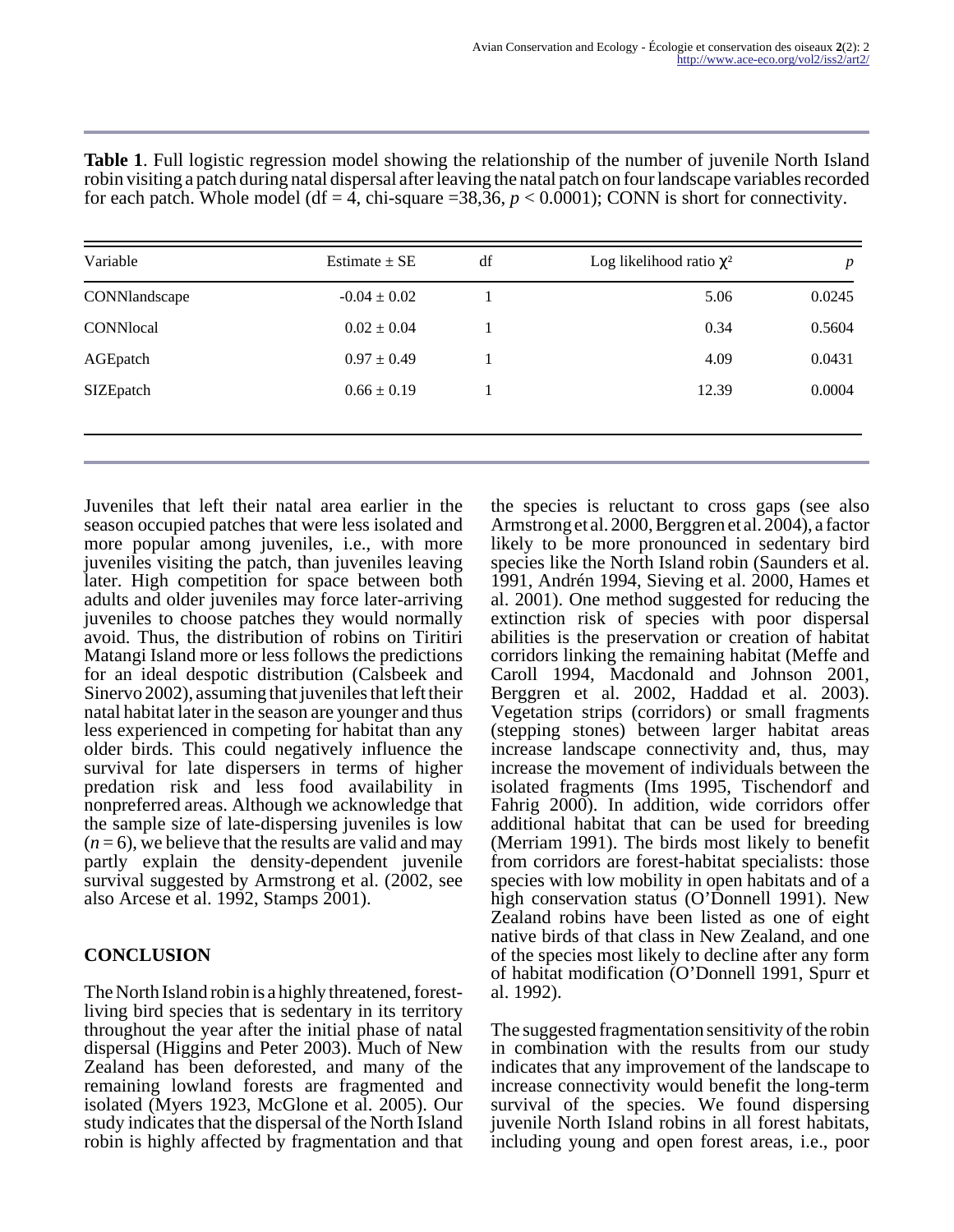**Table 1**. Full logistic regression model showing the relationship of the number of juvenile North Island robin visiting a patch during natal dispersal after leaving the natal patch on four landscape variables recorded for each patch. Whole model (df = 4, chi-square =38,36, $p < 0.0001$); CONN is short for connectivity.

| Variable | Estimate ± SE | df | Log likelihood ratio $\chi^2$ | $p$ |
|---|---|---|---|---|
| CONNlandscape | -0.04 ± 0.02 | 1 | 5.06 | 0.0245 |
| CONNlocal | 0.02 ± 0.04 | 1 | 0.34 | 0.5604 |
| AGEpatch | 0.97 ± 0.49 | 1 | 4.09 | 0.0431 |
| SIZEpatch | 0.66 ± 0.19 | 1 | 12.39 | 0.0004 |

Juveniles that left their natal area earlier in the season occupied patches that were less isolated and more popular among juveniles, i.e., with more juveniles visiting the patch, than juveniles leaving later. High competition for space between both adults and older juveniles may force later-arriving juveniles to choose patches they would normally avoid. Thus, the distribution of robins on Tiritiri Matangi Island more or less follows the predictions for an ideal despotic distribution (Calsbeek and Sinervo 2002), assuming that juveniles that left their natal habitat later in the season are younger and thus less experienced in competing for habitat than any older birds. This could negatively influence the survival for late dispersers in terms of higher predation risk and less food availability in nonpreferred areas. Although we acknowledge that the sample size of late-dispersing juveniles is low ($n = 6$), we believe that the results are valid and may partly explain the density-dependent juvenile survival suggested by Armstrong et al. (2002, see also Arcese et al. 1992, Stamps 2001).

## CONCLUSION

The North Island robin is a highly threatened, forest-living bird species that is sedentary in its territory throughout the year after the initial phase of natal dispersal (Higgins and Peter 2003). Much of New Zealand has been deforested, and many of the remaining lowland forests are fragmented and isolated (Myers 1923, McGlone et al. 2005). Our study indicates that the dispersal of the North Island robin is highly affected by fragmentation and that the species is reluctant to cross gaps (see also Armstrong et al. 2000, Berggren et al. 2004), a factor likely to be more pronounced in sedentary bird species like the North Island robin (Saunders et al. 1991, Andrén 1994, Sieving et al. 2000, Hames et al. 2001). One method suggested for reducing the extinction risk of species with poor dispersal abilities is the preservation or creation of habitat corridors linking the remaining habitat (Meffe and Caroll 1994, Macdonald and Johnson 2001, Berggren et al. 2002, Haddad et al. 2003). Vegetation strips (corridors) or small fragments (stepping stones) between larger habitat areas increase landscape connectivity and, thus, may increase the movement of individuals between the isolated fragments (Ims 1995, Tischendorf and Fahrig 2000). In addition, wide corridors offer additional habitat that can be used for breeding (Merriam 1991). The birds most likely to benefit from corridors are forest-habitat specialists: those species with low mobility in open habitats and of a high conservation status (O'Donnell 1991). New Zealand robins have been listed as one of eight native birds of that class in New Zealand, and one of the species most likely to decline after any form of habitat modification (O'Donnell 1991, Spurr et al. 1992).

The suggested fragmentation sensitivity of the robin in combination with the results from our study indicates that any improvement of the landscape to increase connectivity would benefit the long-term survival of the species. We found dispersing juvenile North Island robins in all forest habitats, including young and open forest areas, i.e., poor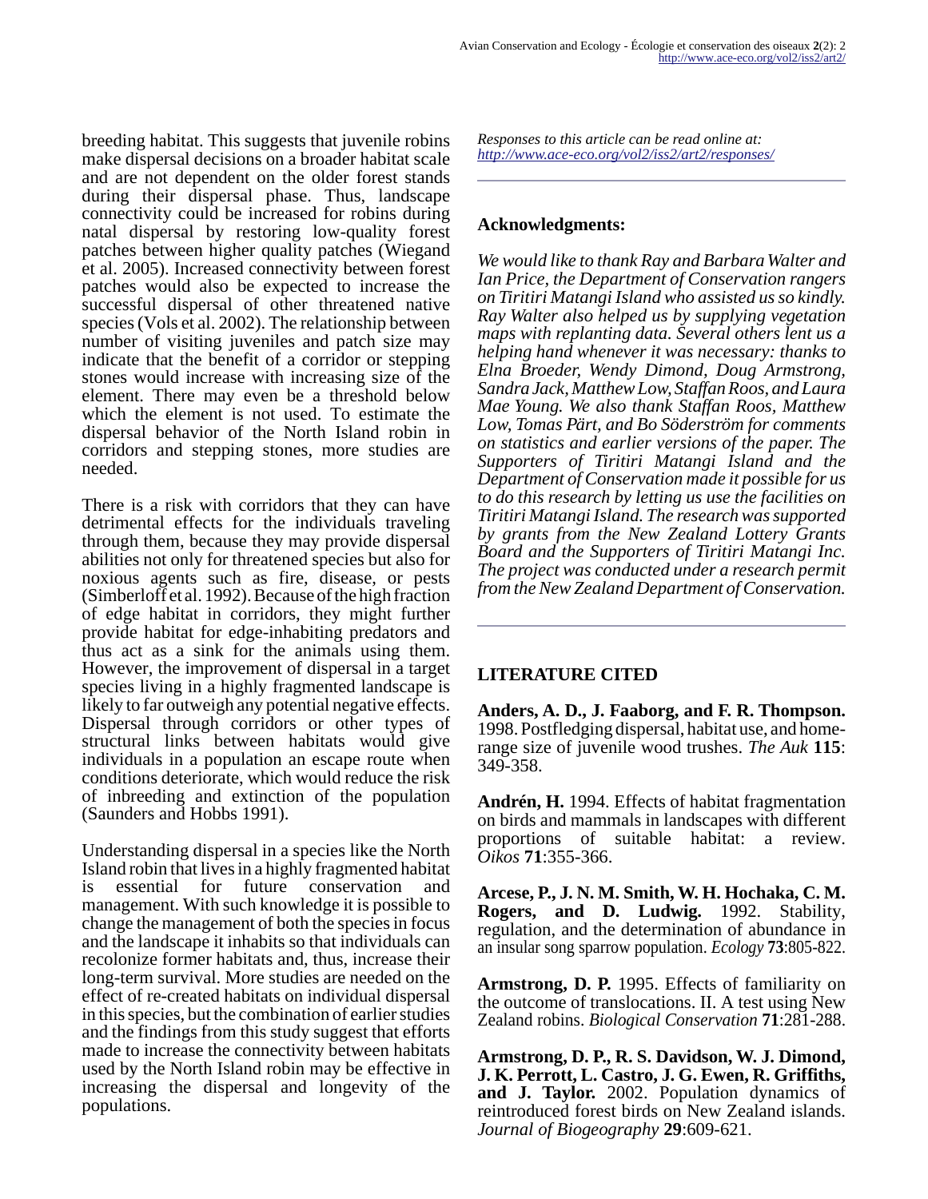breeding habitat. This suggests that juvenile robins make dispersal decisions on a broader habitat scale and are not dependent on the older forest stands during their dispersal phase. Thus, landscape connectivity could be increased for robins during natal dispersal by restoring low-quality forest patches between higher quality patches (Wiegand et al. 2005). Increased connectivity between forest patches would also be expected to increase the successful dispersal of other threatened native species (Vols et al. 2002). The relationship between number of visiting juveniles and patch size may indicate that the benefit of a corridor or stepping stones would increase with increasing size of the element. There may even be a threshold below which the element is not used. To estimate the dispersal behavior of the North Island robin in corridors and stepping stones, more studies are needed.

There is a risk with corridors that they can have detrimental effects for the individuals traveling through them, because they may provide dispersal abilities not only for threatened species but also for noxious agents such as fire, disease, or pests (Simberloff et al. 1992). Because of the high fraction of edge habitat in corridors, they might further provide habitat for edge-inhabiting predators and thus act as a sink for the animals using them. However, the improvement of dispersal in a target species living in a highly fragmented landscape is likely to far outweigh any potential negative effects. Dispersal through corridors or other types of structural links between habitats would give individuals in a population an escape route when conditions deteriorate, which would reduce the risk of inbreeding and extinction of the population (Saunders and Hobbs 1991).

Understanding dispersal in a species like the North Island robin that lives in a highly fragmented habitat is essential for future conservation and management. With such knowledge it is possible to change the management of both the species in focus and the landscape it inhabits so that individuals can recolonize former habitats and, thus, increase their long-term survival. More studies are needed on the effect of re-created habitats on individual dispersal in this species, but the combination of earlier studies and the findings from this study suggest that efforts made to increase the connectivity between habitats used by the North Island robin may be effective in increasing the dispersal and longevity of the populations.

*Responses to this article can be read online at:* *http://www.ace-eco.org/vol2/iss2/art2/responses/*

## Acknowledgments:

*We would like to thank Ray and Barbara Walter and Ian Price, the Department of Conservation rangers on Tiritiri Matangi Island who assisted us so kindly. Ray Walter also helped us by supplying vegetation maps with replanting data. Several others lent us a helping hand whenever it was necessary: thanks to Elna Broeder, Wendy Dimond, Doug Armstrong, Sandra Jack, Matthew Low, Staffan Roos, and Laura Mae Young. We also thank Staffan Roos, Matthew Low, Tomas Pärt, and Bo Söderström for comments on statistics and earlier versions of the paper. The Supporters of Tiritiri Matangi Island and the Department of Conservation made it possible for us to do this research by letting us use the facilities on Tiritiri Matangi Island. The research was supported by grants from the New Zealand Lottery Grants Board and the Supporters of Tiritiri Matangi Inc. The project was conducted under a research permit from the New Zealand Department of Conservation.*

## LITERATURE CITED

**Anders, A. D., J. Faaborg, and F. R. Thompson.** 1998. Postfledging dispersal, habitat use, and home-range size of juvenile wood trushes. *The Auk* **115**: 349-358.

**Andrén, H.** 1994. Effects of habitat fragmentation on birds and mammals in landscapes with different proportions of suitable habitat: a review. *Oikos* **71**:355-366.

**Arcese, P., J. N. M. Smith, W. H. Hochaka, C. M. Rogers, and D. Ludwig.** 1992. Stability, regulation, and the determination of abundance in an insular song sparrow population. *Ecology* **73**:805-822.

**Armstrong, D. P.** 1995. Effects of familiarity on the outcome of translocations. II. A test using New Zealand robins. *Biological Conservation* **71**:281-288.

**Armstrong, D. P., R. S. Davidson, W. J. Dimond, J. K. Perrott, L. Castro, J. G. Ewen, R. Griffiths, and J. Taylor.** 2002. Population dynamics of reintroduced forest birds on New Zealand islands. *Journal of Biogeography* **29**:609-621.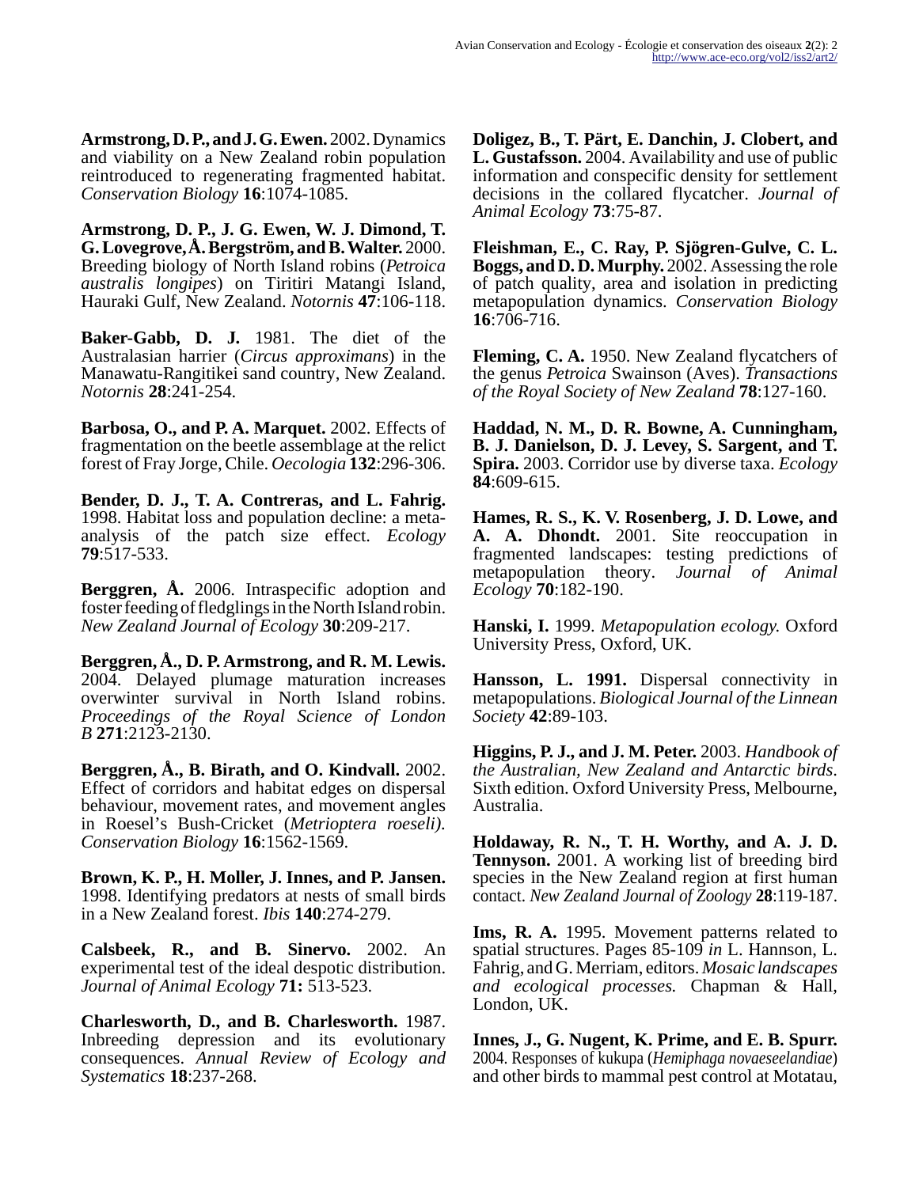**Armstrong, D. P., and J. G. Ewen.** 2002. Dynamics and viability on a New Zealand robin population reintroduced to regenerating fragmented habitat. *Conservation Biology* **16**:1074-1085.

**Armstrong, D. P., J. G. Ewen, W. J. Dimond, T. G. Lovegrove, Å. Bergström, and B. Walter.** 2000. Breeding biology of North Island robins (*Petroica australis longipes*) on Tiritiri Matangi Island, Hauraki Gulf, New Zealand. *Notornis* **47**:106-118.

**Baker-Gabb, D. J.** 1981. The diet of the Australasian harrier (*Circus approximans*) in the Manawatu-Rangitikei sand country, New Zealand. *Notornis* **28**:241-254.

**Barbosa, O., and P. A. Marquet.** 2002. Effects of fragmentation on the beetle assemblage at the relict forest of Fray Jorge, Chile. *Oecologia* **132**:296-306.

**Bender, D. J., T. A. Contreras, and L. Fahrig.** 1998. Habitat loss and population decline: a meta-analysis of the patch size effect. *Ecology* **79**:517-533.

**Berggren, Å.** 2006. Intraspecific adoption and foster feeding of fledglings in the North Island robin. *New Zealand Journal of Ecology* **30**:209-217.

**Berggren, Å., D. P. Armstrong, and R. M. Lewis.** 2004. Delayed plumage maturation increases overwinter survival in North Island robins. *Proceedings of the Royal Science of London B* **271**:2123-2130.

**Berggren, Å., B. Birath, and O. Kindvall.** 2002. Effect of corridors and habitat edges on dispersal behaviour, movement rates, and movement angles in Roesel's Bush-Cricket (*Metrioptera roeseli)*. *Conservation Biology* **16**:1562-1569.

**Brown, K. P., H. Moller, J. Innes, and P. Jansen.** 1998. Identifying predators at nests of small birds in a New Zealand forest. *Ibis* **140**:274-279.

**Calsbeek, R., and B. Sinervo.** 2002. An experimental test of the ideal despotic distribution. *Journal of Animal Ecology* **71:** 513-523.

**Charlesworth, D., and B. Charlesworth.** 1987. Inbreeding depression and its evolutionary consequences. *Annual Review of Ecology and Systematics* **18**:237-268.

**Doligez, B., T. Pärt, E. Danchin, J. Clobert, and L. Gustafsson.** 2004. Availability and use of public information and conspecific density for settlement decisions in the collared flycatcher. *Journal of Animal Ecology* **73**:75-87.

**Fleishman, E., C. Ray, P. Sjögren-Gulve, C. L. Boggs, and D. D. Murphy.** 2002. Assessing the role of patch quality, area and isolation in predicting metapopulation dynamics. *Conservation Biology* **16**:706-716.

**Fleming, C. A.** 1950. New Zealand flycatchers of the genus *Petroica* Swainson (Aves). *Transactions of the Royal Society of New Zealand* **78**:127-160.

**Haddad, N. M., D. R. Bowne, A. Cunningham, B. J. Danielson, D. J. Levey, S. Sargent, and T. Spira.** 2003. Corridor use by diverse taxa. *Ecology* **84**:609-615.

**Hames, R. S., K. V. Rosenberg, J. D. Lowe, and A. A. Dhondt.** 2001. Site reoccupation in fragmented landscapes: testing predictions of metapopulation theory. *Journal of Animal Ecology* **70**:182-190.

**Hanski, I.** 1999. *Metapopulation ecology.* Oxford University Press, Oxford, UK.

**Hansson, L. 1991.** Dispersal connectivity in metapopulations. *Biological Journal of the Linnean Society* **42**:89-103.

**Higgins, P. J., and J. M. Peter.** 2003. *Handbook of the Australian, New Zealand and Antarctic birds*. Sixth edition. Oxford University Press, Melbourne, Australia.

**Holdaway, R. N., T. H. Worthy, and A. J. D. Tennyson.** 2001. A working list of breeding bird species in the New Zealand region at first human contact. *New Zealand Journal of Zoology* **28**:119-187.

**Ims, R. A.** 1995. Movement patterns related to spatial structures. Pages 85-109 *in* L. Hannson, L. Fahrig, and G. Merriam, editors. *Mosaic landscapes and ecological processes.* Chapman & Hall, London, UK.

**Innes, J., G. Nugent, K. Prime, and E. B. Spurr.** 2004. Responses of kukupa (*Hemiphaga novaeseelandiae*) and other birds to mammal pest control at Motatau,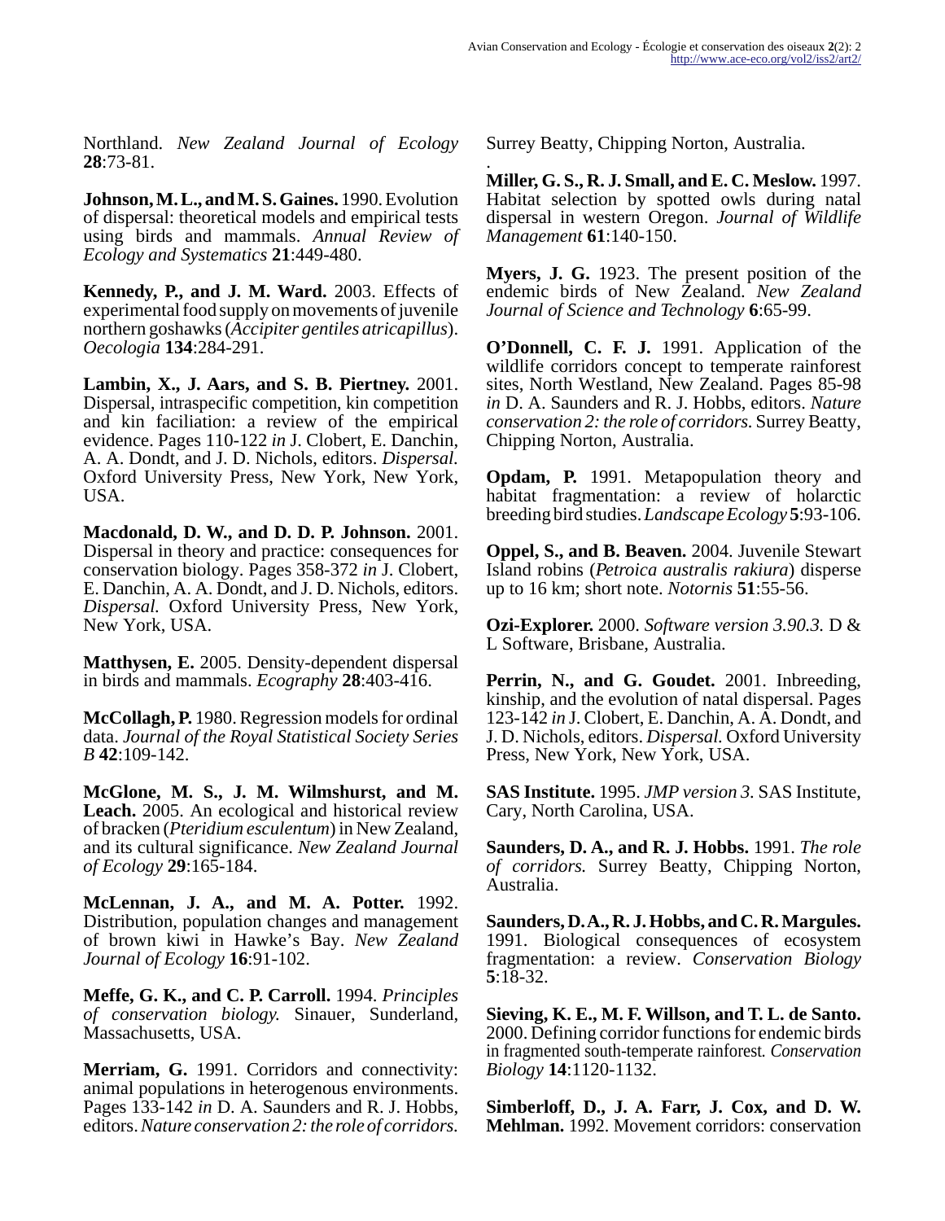Northland. *New Zealand Journal of Ecology* **28**:73-81.

**Johnson, M. L., and M. S. Gaines.** 1990. Evolution of dispersal: theoretical models and empirical tests using birds and mammals. *Annual Review of Ecology and Systematics* **21**:449-480.

**Kennedy, P., and J. M. Ward.** 2003. Effects of experimental food supply on movements of juvenile northern goshawks (*Accipiter gentiles atricapillus*). *Oecologia* **134**:284-291.

**Lambin, X., J. Aars, and S. B. Piertney.** 2001. Dispersal, intraspecific competition, kin competition and kin faciliation: a review of the empirical evidence. Pages 110-122 *in* J. Clobert, E. Danchin, A. A. Dondt, and J. D. Nichols, editors. *Dispersal.* Oxford University Press, New York, New York, USA.

**Macdonald, D. W., and D. D. P. Johnson.** 2001. Dispersal in theory and practice: consequences for conservation biology. Pages 358-372 *in* J. Clobert, E. Danchin, A. A. Dondt, and J. D. Nichols, editors. *Dispersal.* Oxford University Press, New York, New York, USA.

**Matthysen, E.** 2005. Density-dependent dispersal in birds and mammals. *Ecography* **28**:403-416.

**McCollagh, P.** 1980. Regression models for ordinal data. *Journal of the Royal Statistical Society Series B* **42**:109-142.

**McGlone, M. S., J. M. Wilmshurst, and M. Leach.** 2005. An ecological and historical review of bracken (*Pteridium esculentum*) in New Zealand, and its cultural significance. *New Zealand Journal of Ecology* **29**:165-184.

**McLennan, J. A., and M. A. Potter.** 1992. Distribution, population changes and management of brown kiwi in Hawke's Bay. *New Zealand Journal of Ecology* **16**:91-102.

**Meffe, G. K., and C. P. Carroll.** 1994. *Principles of conservation biology.* Sinauer, Sunderland, Massachusetts, USA.

**Merriam, G.** 1991. Corridors and connectivity: animal populations in heterogenous environments. Pages 133-142 *in* D. A. Saunders and R. J. Hobbs, editors. *Nature conservation 2: the role of corridors.* Surrey Beatty, Chipping Norton, Australia.

**Miller, G. S., R. J. Small, and E. C. Meslow.** 1997. Habitat selection by spotted owls during natal dispersal in western Oregon. *Journal of Wildlife Management* **61**:140-150.

**Myers, J. G.** 1923. The present position of the endemic birds of New Zealand. *New Zealand Journal of Science and Technology* **6**:65-99.

**O'Donnell, C. F. J.** 1991. Application of the wildlife corridors concept to temperate rainforest sites, North Westland, New Zealand. Pages 85-98 *in* D. A. Saunders and R. J. Hobbs, editors. *Nature conservation 2: the role of corridors.* Surrey Beatty, Chipping Norton, Australia.

**Opdam, P.** 1991. Metapopulation theory and habitat fragmentation: a review of holarctic breeding bird studies. *Landscape Ecology* **5**:93-106.

**Oppel, S., and B. Beaven.** 2004. Juvenile Stewart Island robins (*Petroica australis rakiura*) disperse up to 16 km; short note. *Notornis* **51**:55-56.

**Ozi-Explorer.** 2000. *Software version 3.90.3.* D & L Software, Brisbane, Australia.

**Perrin, N., and G. Goudet.** 2001. Inbreeding, kinship, and the evolution of natal dispersal. Pages 123-142 *in* J. Clobert, E. Danchin, A. A. Dondt, and J. D. Nichols, editors. *Dispersal.* Oxford University Press, New York, New York, USA.

**SAS Institute.** 1995. *JMP version 3.* SAS Institute, Cary, North Carolina, USA.

**Saunders, D. A., and R. J. Hobbs.** 1991. *The role of corridors.* Surrey Beatty, Chipping Norton, Australia.

**Saunders, D. A., R. J. Hobbs, and C. R. Margules.** 1991. Biological consequences of ecosystem fragmentation: a review. *Conservation Biology* **5**:18-32.

**Sieving, K. E., M. F. Willson, and T. L. de Santo.** 2000. Defining corridor functions for endemic birds in fragmented south-temperate rainforest. *Conservation Biology* **14**:1120-1132.

**Simberloff, D., J. A. Farr, J. Cox, and D. W. Mehlman.** 1992. Movement corridors: conservation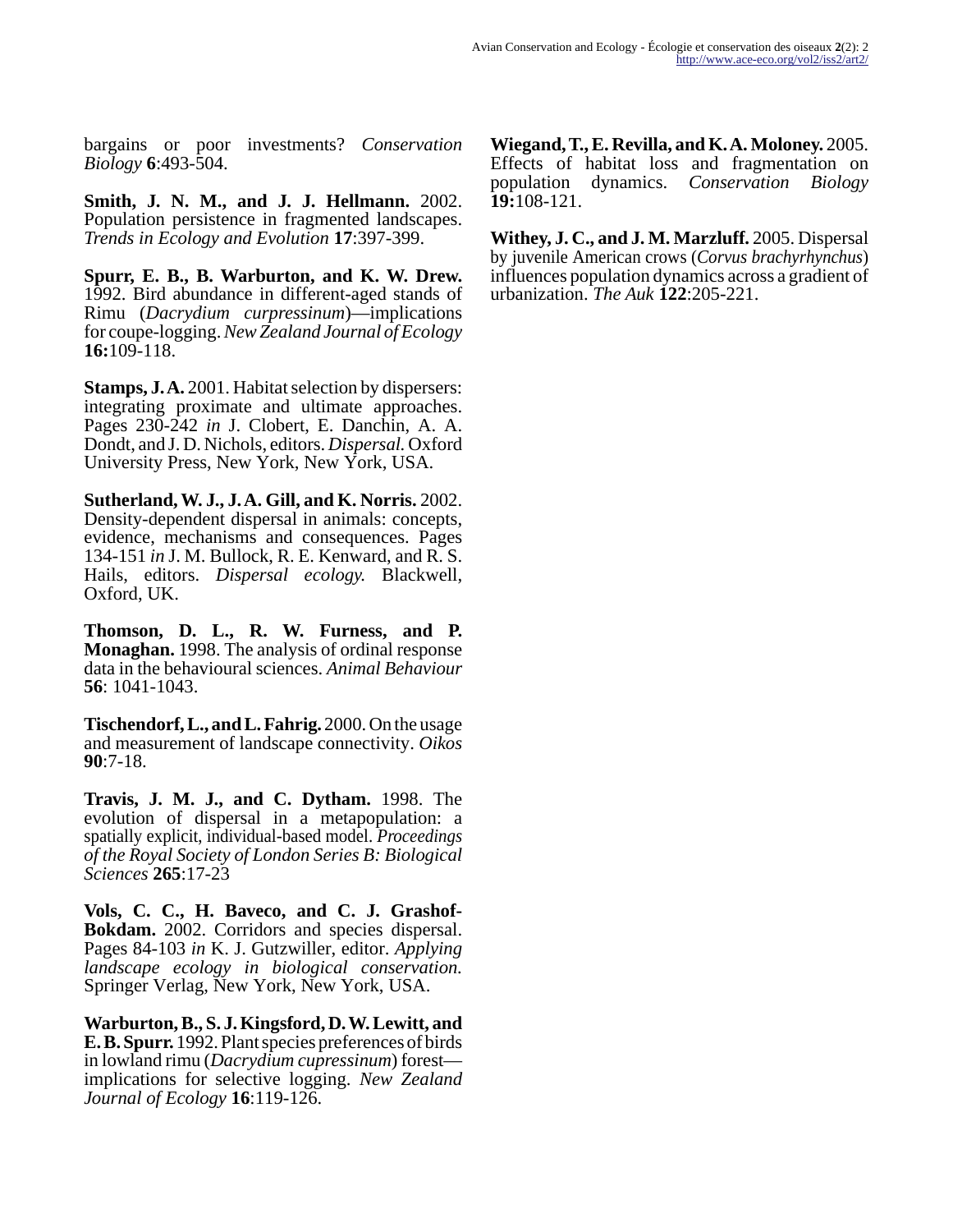bargains or poor investments? *Conservation Biology* **6**:493-504.

**Smith, J. N. M., and J. J. Hellmann.** 2002. Population persistence in fragmented landscapes. *Trends in Ecology and Evolution* **17**:397-399.

**Spurr, E. B., B. Warburton, and K. W. Drew.** 1992. Bird abundance in different-aged stands of Rimu (*Dacrydium curpressinum*)—implications for coupe-logging. *New Zealand Journal of Ecology* **16:**109-118.

**Stamps, J. A.** 2001. Habitat selection by dispersers: integrating proximate and ultimate approaches. Pages 230-242 *in* J. Clobert, E. Danchin, A. A. Dondt, and J. D. Nichols, editors. *Dispersal.* Oxford University Press, New York, New York, USA.

**Sutherland, W. J., J. A. Gill, and K. Norris.** 2002. Density-dependent dispersal in animals: concepts, evidence, mechanisms and consequences. Pages 134-151 *in* J. M. Bullock, R. E. Kenward, and R. S. Hails, editors. *Dispersal ecology.* Blackwell, Oxford, UK.

**Thomson, D. L., R. W. Furness, and P. Monaghan.** 1998. The analysis of ordinal response data in the behavioural sciences. *Animal Behaviour* **56**: 1041-1043.

**Tischendorf, L., and L. Fahrig.** 2000. On the usage and measurement of landscape connectivity. *Oikos* **90**:7-18.

**Travis, J. M. J., and C. Dytham.** 1998. The evolution of dispersal in a metapopulation: a spatially explicit, individual-based model. *Proceedings of the Royal Society of London Series B: Biological Sciences* **265**:17-23

**Vols, C. C., H. Baveco, and C. J. Grashof-Bokdam.** 2002. Corridors and species dispersal. Pages 84-103 *in* K. J. Gutzwiller, editor. *Applying landscape ecology in biological conservation.* Springer Verlag, New York, New York, USA.

**Warburton, B., S. J. Kingsford, D. W. Lewitt, and E. B. Spurr.** 1992. Plant species preferences of birds in lowland rimu (*Dacrydium cupressinum*) forest—implications for selective logging. *New Zealand Journal of Ecology* **16**:119-126.

**Wiegand, T., E. Revilla, and K. A. Moloney.** 2005. Effects of habitat loss and fragmentation on population dynamics. *Conservation Biology* **19:**108-121.

**Withey, J. C., and J. M. Marzluff.** 2005. Dispersal by juvenile American crows (*Corvus brachyrhynchus*) influences population dynamics across a gradient of urbanization. *The Auk* **122**:205-221.